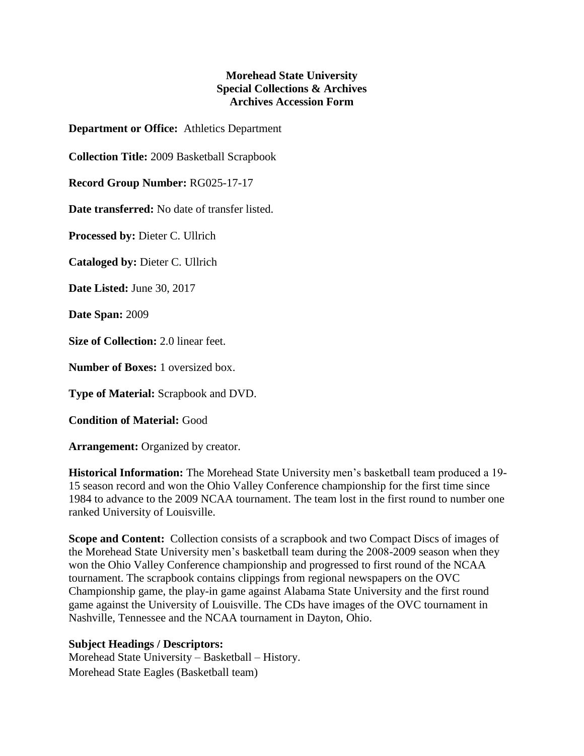**Morehead State University**
**Special Collections & Archives**
**Archives Accession Form**

**Department or Office:** Athletics Department

**Collection Title:** 2009 Basketball Scrapbook

**Record Group Number:** RG025-17-17

**Date transferred:** No date of transfer listed.

**Processed by:** Dieter C. Ullrich

**Cataloged by:** Dieter C. Ullrich

**Date Listed:** June 30, 2017

**Date Span:** 2009

**Size of Collection:** 2.0 linear feet.

**Number of Boxes:** 1 oversized box.

**Type of Material:** Scrapbook and DVD.

**Condition of Material:** Good

**Arrangement:** Organized by creator.

**Historical Information:** The Morehead State University men's basketball team produced a 19-15 season record and won the Ohio Valley Conference championship for the first time since 1984 to advance to the 2009 NCAA tournament. The team lost in the first round to number one ranked University of Louisville.

**Scope and Content:** Collection consists of a scrapbook and two Compact Discs of images of the Morehead State University men's basketball team during the 2008-2009 season when they won the Ohio Valley Conference championship and progressed to first round of the NCAA tournament. The scrapbook contains clippings from regional newspapers on the OVC Championship game, the play-in game against Alabama State University and the first round game against the University of Louisville. The CDs have images of the OVC tournament in Nashville, Tennessee and the NCAA tournament in Dayton, Ohio.

**Subject Headings / Descriptors:**
Morehead State University – Basketball – History.
Morehead State Eagles (Basketball team)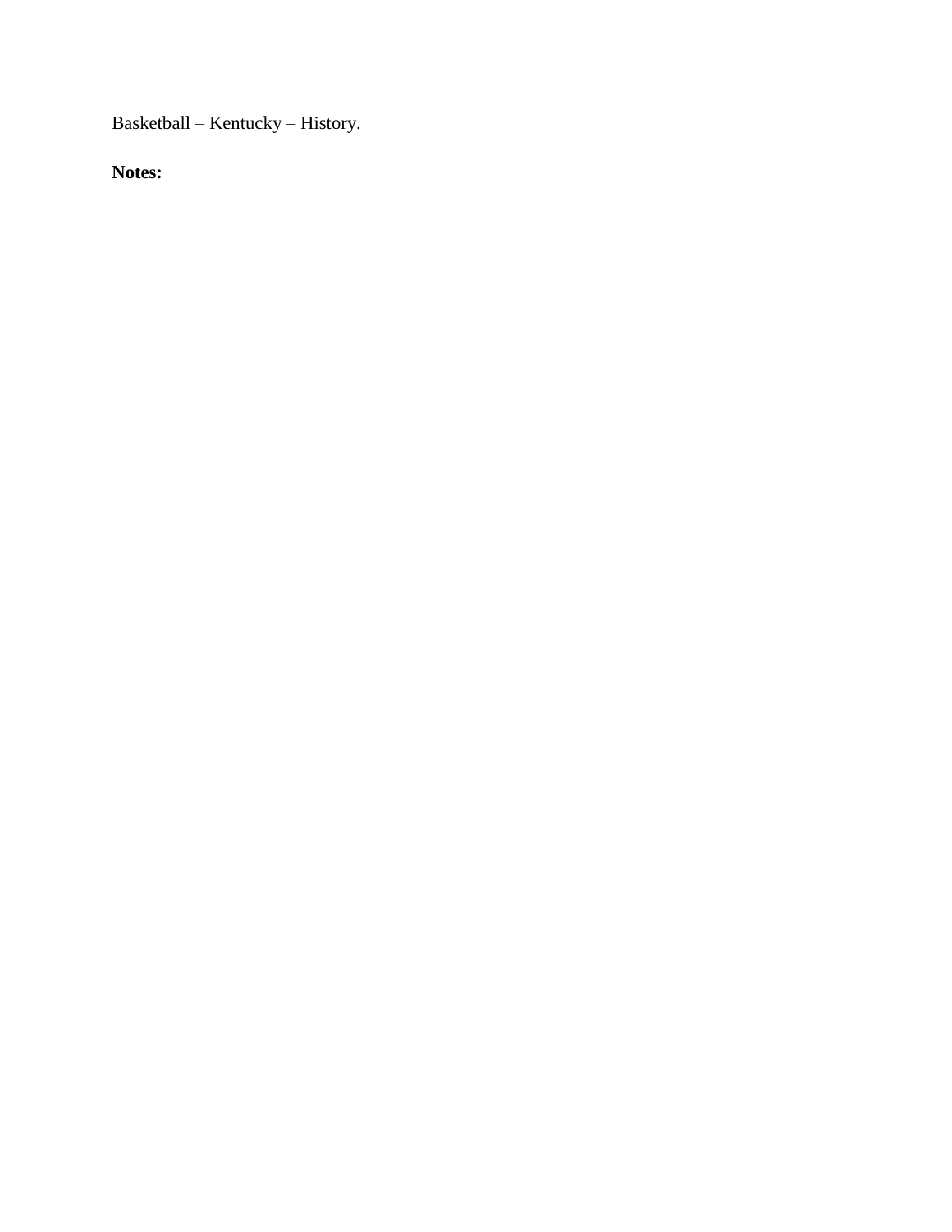Basketball – Kentucky – History.

**Notes:**